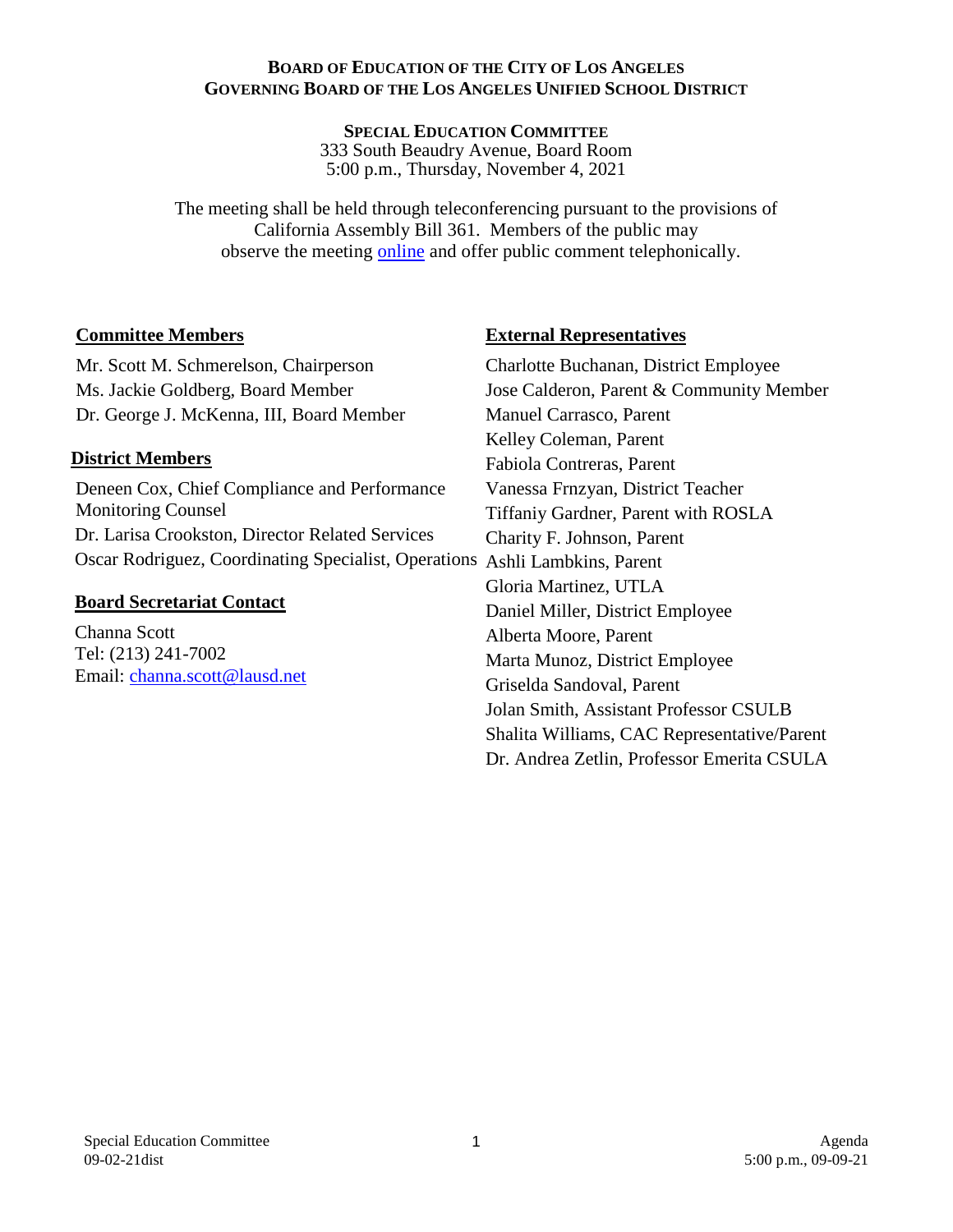**BOARD OF EDUCATION OF THE CITY OF LOS ANGELES**
**GOVERNING BOARD OF THE LOS ANGELES UNIFIED SCHOOL DISTRICT**

**SPECIAL EDUCATION COMMITTEE**
333 South Beaudry Avenue, Board Room
5:00 p.m., Thursday, November 4, 2021

The meeting shall be held through teleconferencing pursuant to the provisions of California Assembly Bill 361. Members of the public may observe the meeting online and offer public comment telephonically.

**Committee Members**

Mr. Scott M. Schmerelson, Chairperson
Ms. Jackie Goldberg, Board Member
Dr. George J. McKenna, III, Board Member

**District Members**

Deneen Cox, Chief Compliance and Performance Monitoring Counsel
Dr. Larisa Crookston, Director Related Services
Oscar Rodriguez, Coordinating Specialist, Operations

**Board Secretariat Contact**

Channa Scott
Tel: (213) 241-7002
Email: channa.scott@lausd.net

**External Representatives**

Charlotte Buchanan, District Employee
Jose Calderon, Parent & Community Member
Manuel Carrasco, Parent
Kelley Coleman, Parent
Fabiola Contreras, Parent
Vanessa Frnzyan, District Teacher
Tiffaniy Gardner, Parent with ROSLA
Charity F. Johnson, Parent
Ashli Lambkins, Parent
Gloria Martinez, UTLA
Daniel Miller, District Employee
Alberta Moore, Parent
Marta Munoz, District Employee
Griselda Sandoval, Parent
Jolan Smith, Assistant Professor CSULB
Shalita Williams, CAC Representative/Parent
Dr. Andrea Zetlin, Professor Emerita CSULA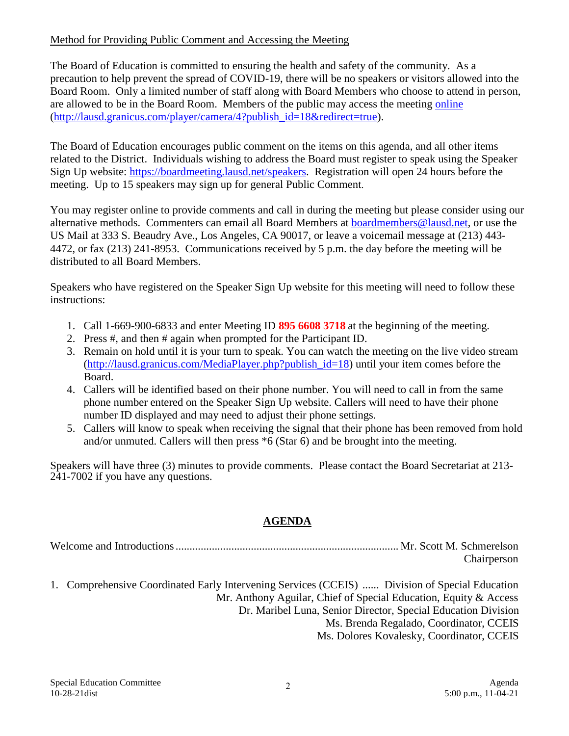Method for Providing Public Comment and Accessing the Meeting

The Board of Education is committed to ensuring the health and safety of the community. As a precaution to help prevent the spread of COVID-19, there will be no speakers or visitors allowed into the Board Room. Only a limited number of staff along with Board Members who choose to attend in person, are allowed to be in the Board Room. Members of the public may access the meeting [online](http://lausd.granicus.com/player/camera/4?publish_id=18&redirect=true) (http://lausd.granicus.com/player/camera/4?publish_id=18&redirect=true).

The Board of Education encourages public comment on the items on this agenda, and all other items related to the District. Individuals wishing to address the Board must register to speak using the Speaker Sign Up website: https://boardmeeting.lausd.net/speakers. Registration will open 24 hours before the meeting. Up to 15 speakers may sign up for general Public Comment.

You may register online to provide comments and call in during the meeting but please consider using our alternative methods. Commenters can email all Board Members at boardmembers@lausd.net, or use the US Mail at 333 S. Beaudry Ave., Los Angeles, CA 90017, or leave a voicemail message at (213) 443-4472, or fax (213) 241-8953. Communications received by 5 p.m. the day before the meeting will be distributed to all Board Members.

Speakers who have registered on the Speaker Sign Up website for this meeting will need to follow these instructions:

1. Call 1-669-900-6833 and enter Meeting ID **895 6608 3718** at the beginning of the meeting.
2. Press #, and then # again when prompted for the Participant ID.
3. Remain on hold until it is your turn to speak. You can watch the meeting on the live video stream (http://lausd.granicus.com/MediaPlayer.php?publish_id=18) until your item comes before the Board.
4. Callers will be identified based on their phone number. You will need to call in from the same phone number entered on the Speaker Sign Up website. Callers will need to have their phone number ID displayed and may need to adjust their phone settings.
5. Callers will know to speak when receiving the signal that their phone has been removed from hold and/or unmuted. Callers will then press *6 (Star 6) and be brought into the meeting.

Speakers will have three (3) minutes to provide comments. Please contact the Board Secretariat at 213-241-7002 if you have any questions.

## AGENDA

Welcome and Introductions ................................................................................ Mr. Scott M. Schmerelson
Chairperson

1. Comprehensive Coordinated Early Intervening Services (CCEIS) ...... Division of Special Education
Mr. Anthony Aguilar, Chief of Special Education, Equity & Access
Dr. Maribel Luna, Senior Director, Special Education Division
Ms. Brenda Regalado, Coordinator, CCEIS
Ms. Dolores Kovalesky, Coordinator, CCEIS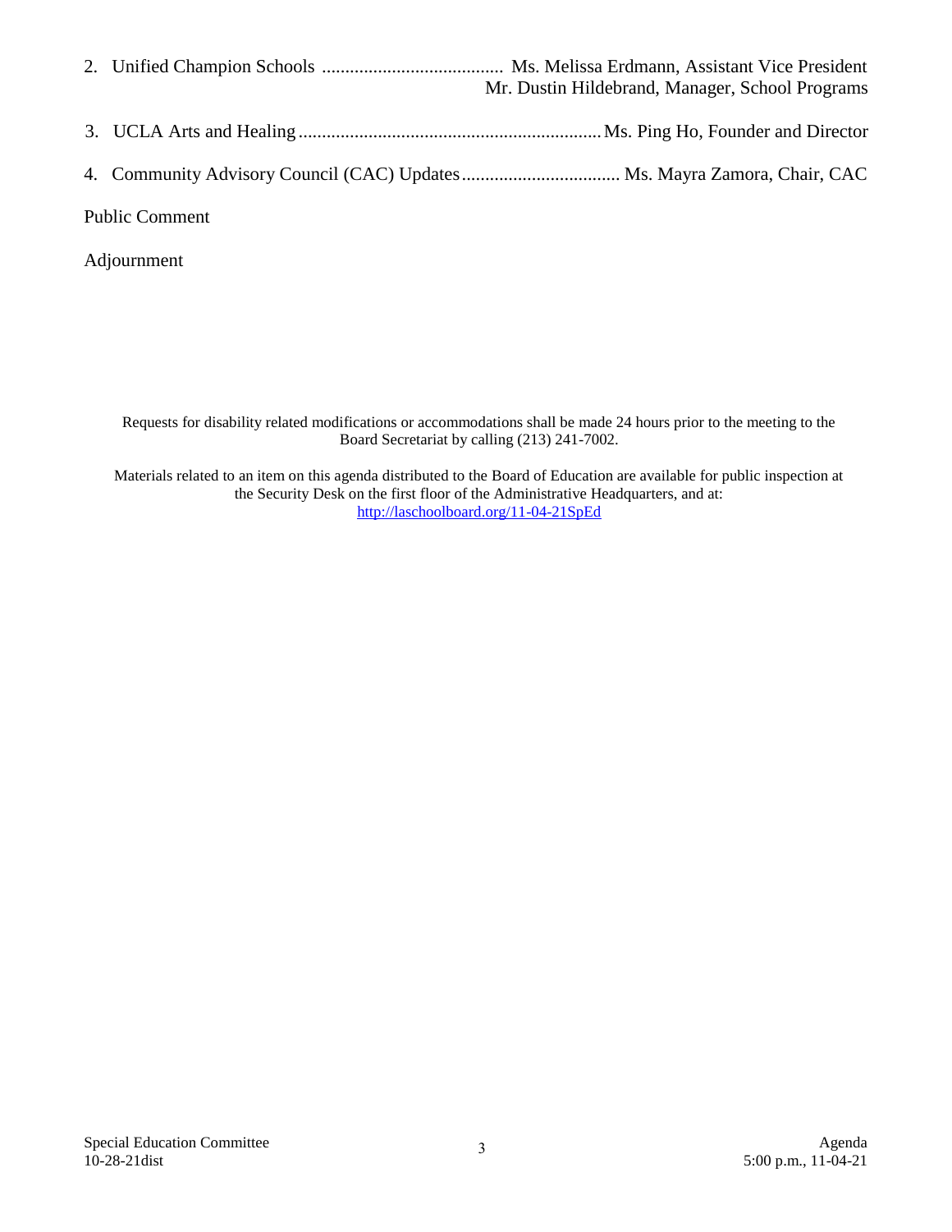2. Unified Champion Schools ....................................... Ms. Melissa Erdmann, Assistant Vice President
Mr. Dustin Hildebrand, Manager, School Programs

3. UCLA Arts and Healing ................................................................ Ms. Ping Ho, Founder and Director

4. Community Advisory Council (CAC) Updates .................................. Ms. Mayra Zamora, Chair, CAC

Public Comment

Adjournment

Requests for disability related modifications or accommodations shall be made 24 hours prior to the meeting to the Board Secretariat by calling (213) 241-7002.

Materials related to an item on this agenda distributed to the Board of Education are available for public inspection at the Security Desk on the first floor of the Administrative Headquarters, and at:
http://laschoolboard.org/11-04-21SpEd